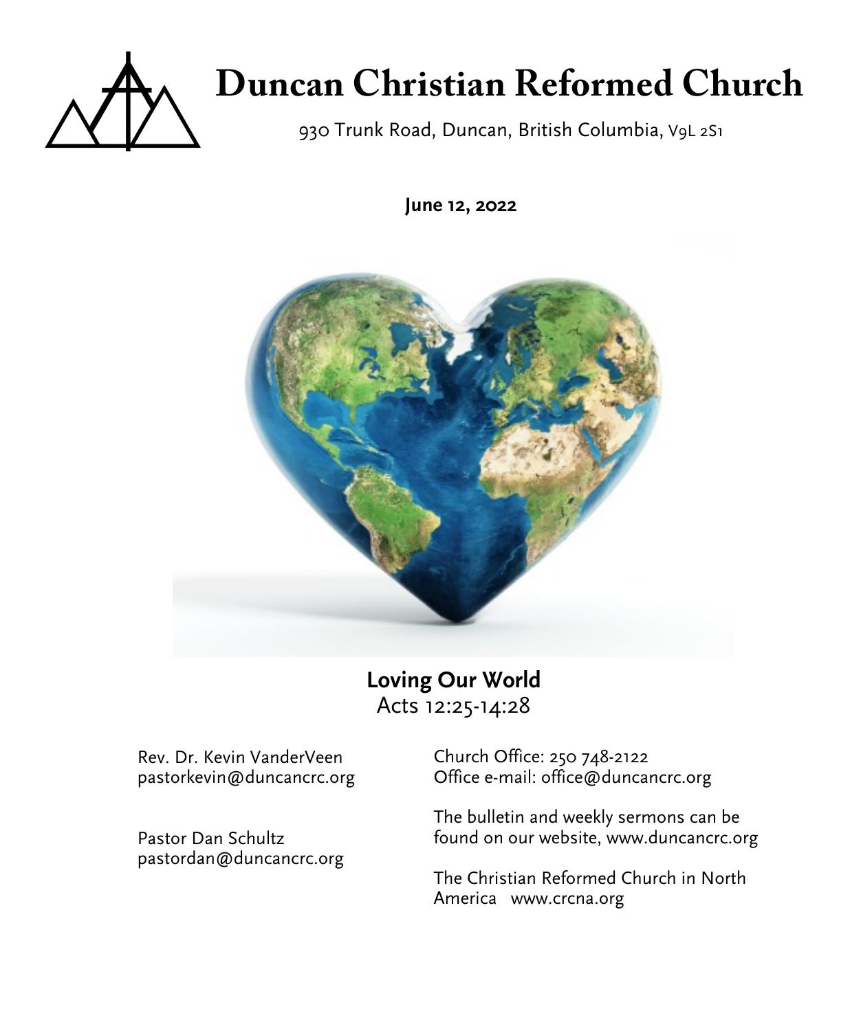# Duncan Christian Reformed Church

930 Trunk Road, Duncan, British Columbia, V9L 2S1

**June 12, 2022**

**Loving Our World**
Acts 12:25-14:28

Rev. Dr. Kevin VanderVeen
pastorkevin@duncancrc.org

Pastor Dan Schultz
pastordan@duncancrc.org

Church Office: 250 748-2122
Office e-mail: office@duncancrc.org

The bulletin and weekly sermons can be found on our website, www.duncancrc.org

The Christian Reformed Church in North America   www.crcna.org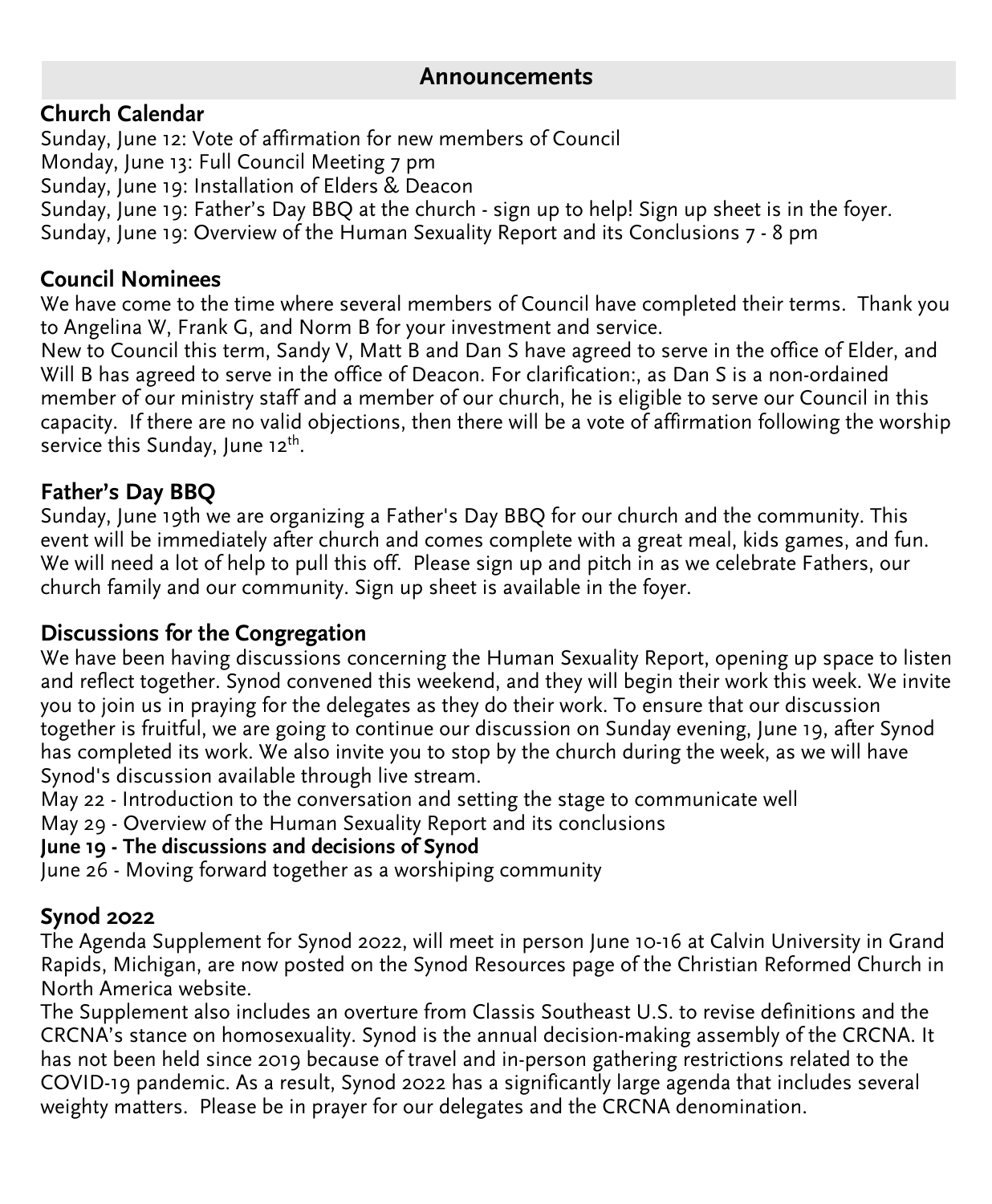## Announcements

### Church Calendar

Sunday, June 12: Vote of affirmation for new members of Council
Monday, June 13: Full Council Meeting 7 pm
Sunday, June 19: Installation of Elders & Deacon
Sunday, June 19: Father's Day BBQ at the church - sign up to help! Sign up sheet is in the foyer.
Sunday, June 19: Overview of the Human Sexuality Report and its Conclusions 7 - 8 pm

### Council Nominees

We have come to the time where several members of Council have completed their terms. Thank you to Angelina W, Frank G, and Norm B for your investment and service.
New to Council this term, Sandy V, Matt B and Dan S have agreed to serve in the office of Elder, and Will B has agreed to serve in the office of Deacon. For clarification:, as Dan S is a non-ordained member of our ministry staff and a member of our church, he is eligible to serve our Council in this capacity. If there are no valid objections, then there will be a vote of affirmation following the worship service this Sunday, June 12th.

### Father's Day BBQ

Sunday, June 19th we are organizing a Father's Day BBQ for our church and the community. This event will be immediately after church and comes complete with a great meal, kids games, and fun. We will need a lot of help to pull this off. Please sign up and pitch in as we celebrate Fathers, our church family and our community. Sign up sheet is available in the foyer.

### Discussions for the Congregation

We have been having discussions concerning the Human Sexuality Report, opening up space to listen and reflect together. Synod convened this weekend, and they will begin their work this week. We invite you to join us in praying for the delegates as they do their work. To ensure that our discussion together is fruitful, we are going to continue our discussion on Sunday evening, June 19, after Synod has completed its work. We also invite you to stop by the church during the week, as we will have Synod's discussion available through live stream.
May 22 - Introduction to the conversation and setting the stage to communicate well
May 29 - Overview of the Human Sexuality Report and its conclusions
**June 19 - The discussions and decisions of Synod**
June 26 - Moving forward together as a worshiping community

### Synod 2022

The Agenda Supplement for Synod 2022, will meet in person June 10-16 at Calvin University in Grand Rapids, Michigan, are now posted on the Synod Resources page of the Christian Reformed Church in North America website.
The Supplement also includes an overture from Classis Southeast U.S. to revise definitions and the CRCNA's stance on homosexuality. Synod is the annual decision-making assembly of the CRCNA. It has not been held since 2019 because of travel and in-person gathering restrictions related to the COVID-19 pandemic. As a result, Synod 2022 has a significantly large agenda that includes several weighty matters. Please be in prayer for our delegates and the CRCNA denomination.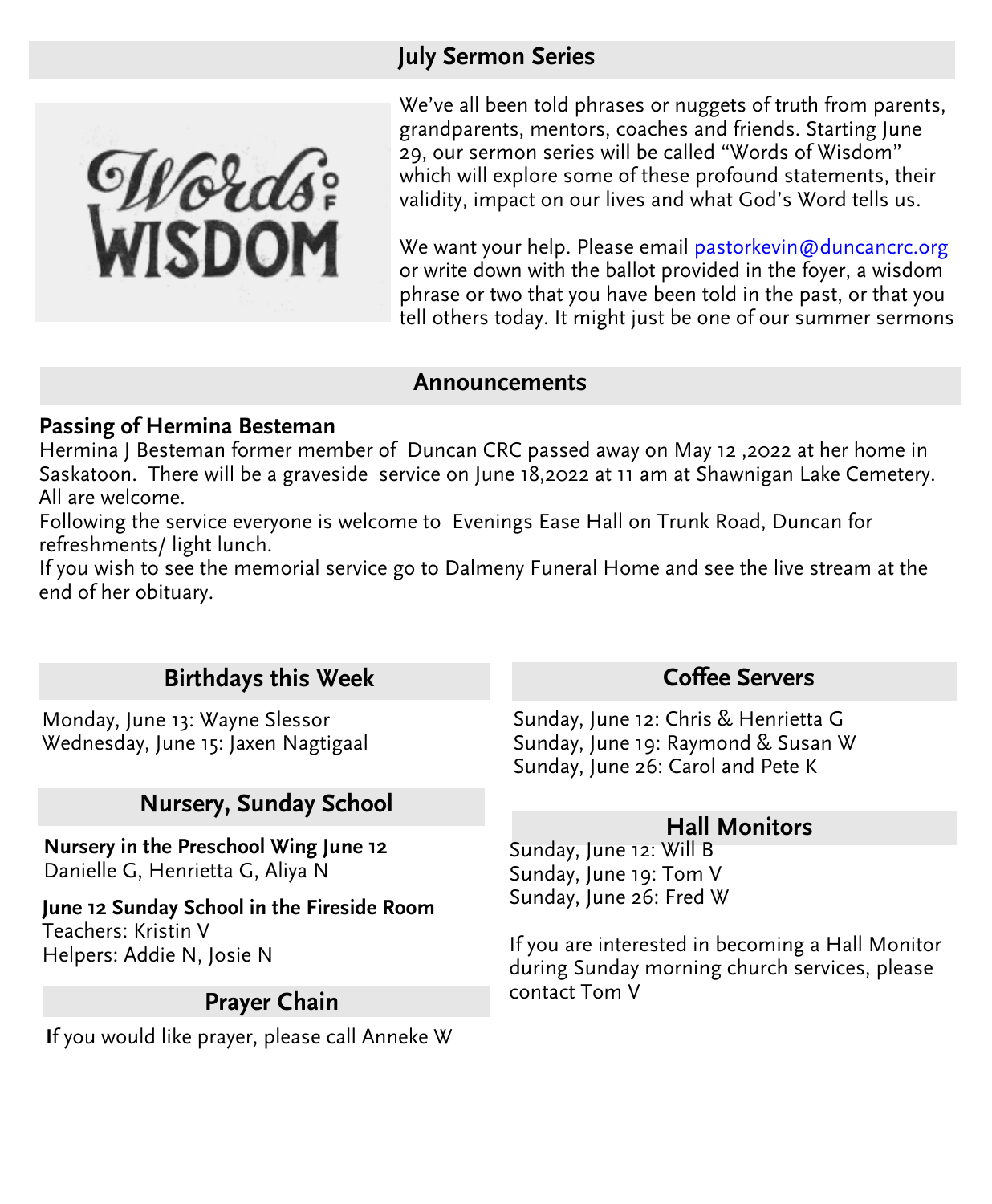## July Sermon Series

We've all been told phrases or nuggets of truth from parents, grandparents, mentors, coaches and friends. Starting June 29, our sermon series will be called "Words of Wisdom" which will explore some of these profound statements, their validity, impact on our lives and what God's Word tells us.

We want your help. Please email pastorkevin@duncancrc.org or write down with the ballot provided in the foyer, a wisdom phrase or two that you have been told in the past, or that you tell others today. It might just be one of our summer sermons

## Announcements

**Passing of Hermina Besteman**

Hermina J Besteman former member of Duncan CRC passed away on May 12 ,2022 at her home in Saskatoon. There will be a graveside service on June 18,2022 at 11 am at Shawnigan Lake Cemetery. All are welcome.

Following the service everyone is welcome to Evenings Ease Hall on Trunk Road, Duncan for refreshments/ light lunch.

If you wish to see the memorial service go to Dalmeny Funeral Home and see the live stream at the end of her obituary.

## Birthdays this Week

Monday, June 13: Wayne Slessor
Wednesday, June 15: Jaxen Nagtigaal

## Nursery, Sunday School

**Nursery in the Preschool Wing June 12**
Danielle G, Henrietta G, Aliya N

**June 12 Sunday School in the Fireside Room**
Teachers: Kristin V
Helpers: Addie N, Josie N

## Prayer Chain

If you would like prayer, please call Anneke W

## Coffee Servers

Sunday, June 12: Chris & Henrietta G
Sunday, June 19: Raymond & Susan W
Sunday, June 26: Carol and Pete K

## Hall Monitors

Sunday, June 12: Will B
Sunday, June 19: Tom V
Sunday, June 26: Fred W

If you are interested in becoming a Hall Monitor during Sunday morning church services, please contact Tom V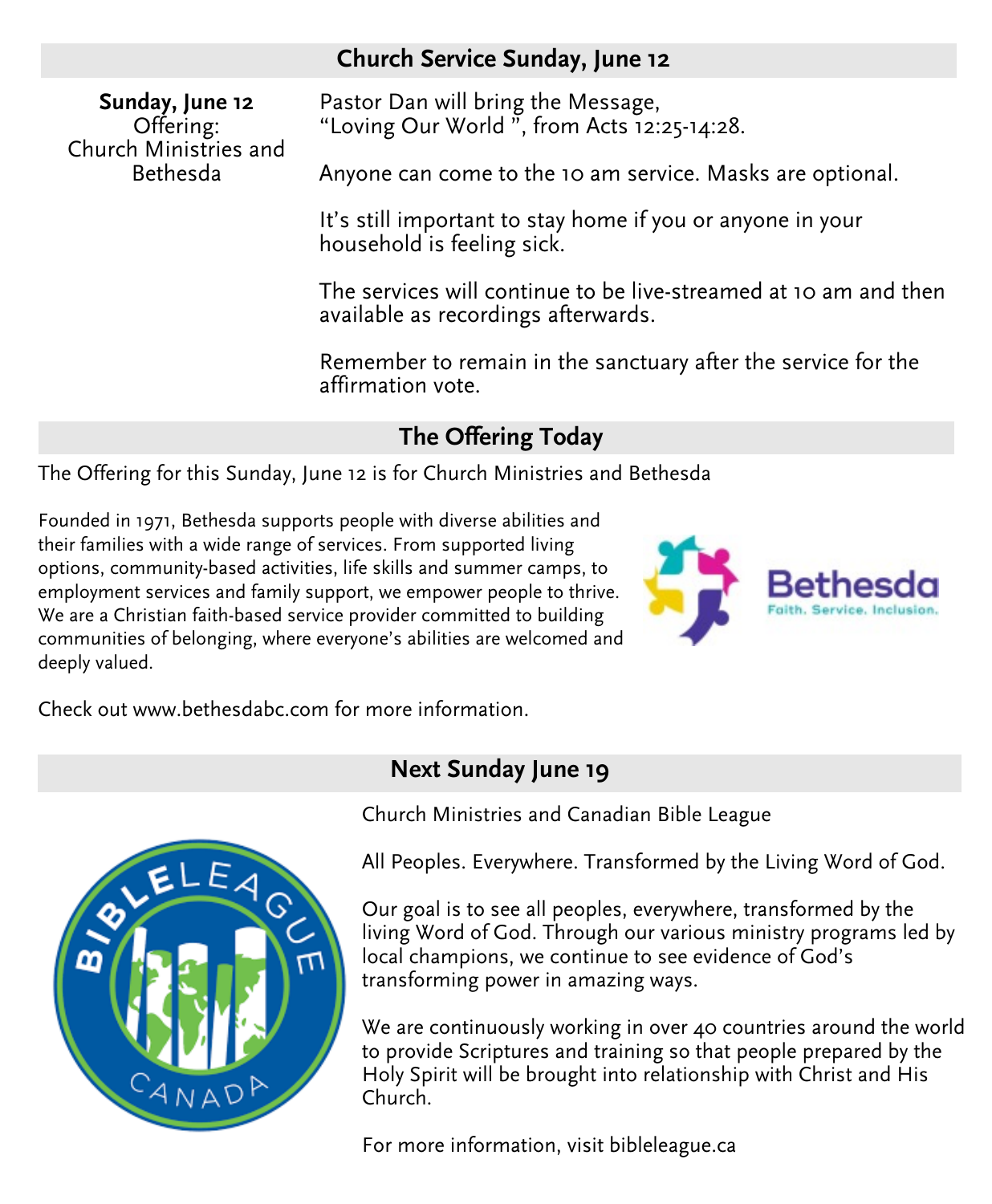## Church Service Sunday, June 12

**Sunday, June 12**
Offering:
Church Ministries and Bethesda

Pastor Dan will bring the Message, "Loving Our World ", from Acts 12:25-14:28.

Anyone can come to the 10 am service. Masks are optional.

It's still important to stay home if you or anyone in your household is feeling sick.

The services will continue to be live-streamed at 10 am and then available as recordings afterwards.

Remember to remain in the sanctuary after the service for the affirmation vote.

## The Offering Today

The Offering for this Sunday, June 12 is for Church Ministries and Bethesda

Founded in 1971, Bethesda supports people with diverse abilities and their families with a wide range of services. From supported living options, community-based activities, life skills and summer camps, to employment services and family support, we empower people to thrive. We are a Christian faith-based service provider committed to building communities of belonging, where everyone's abilities are welcomed and deeply valued.

Bethesda
Faith. Service. Inclusion.

Check out www.bethesdabc.com for more information.

## Next Sunday June 19

Church Ministries and Canadian Bible League

All Peoples. Everywhere. Transformed by the Living Word of God.

Our goal is to see all peoples, everywhere, transformed by the living Word of God. Through our various ministry programs led by local champions, we continue to see evidence of God's transforming power in amazing ways.

We are continuously working in over 40 countries around the world to provide Scriptures and training so that people prepared by the Holy Spirit will be brought into relationship with Christ and His Church.

For more information, visit bibleleague.ca